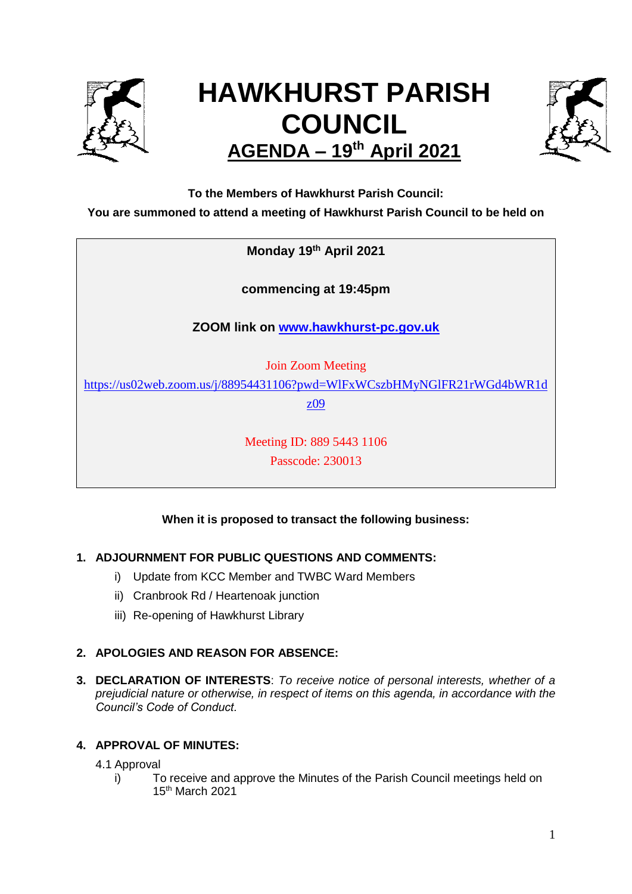# HAWKHURST PARISH COUNCIL

## AGENDA – 19th April 2021

**To the Members of Hawkhurst Parish Council:**

**You are summoned to attend a meeting of Hawkhurst Parish Council to be held on**

**Monday 19th April 2021**

**commencing at 19:45pm**

**ZOOM link on [www.hawkhurst-pc.gov.uk](http://www.hawkhurst-pc.gov.uk)**

Join Zoom Meeting

[https://us02web.zoom.us/j/88954431106?pwd=WlFxWCszbHMyNGlFR21rWGd4bWR1dz09](https://us02web.zoom.us/j/88954431106?pwd=WlFxWCszbHMyNGlFR21rWGd4bWR1dz09)

Meeting ID: 889 5443 1106

Passcode: 230013

**When it is proposed to transact the following business:**

1. **ADJOURNMENT FOR PUBLIC QUESTIONS AND COMMENTS:**
   - i) Update from KCC Member and TWBC Ward Members
   - ii) Cranbrook Rd / Heartenoak junction
   - iii) Re-opening of Hawkhurst Library

2. **APOLOGIES AND REASON FOR ABSENCE:**

3. **DECLARATION OF INTERESTS**: *To receive notice of personal interests, whether of a prejudicial nature or otherwise, in respect of items on this agenda, in accordance with the Council's Code of Conduct.*

4. **APPROVAL OF MINUTES:**

   4.1 Approval
   - i) To receive and approve the Minutes of the Parish Council meetings held on 15th March 2021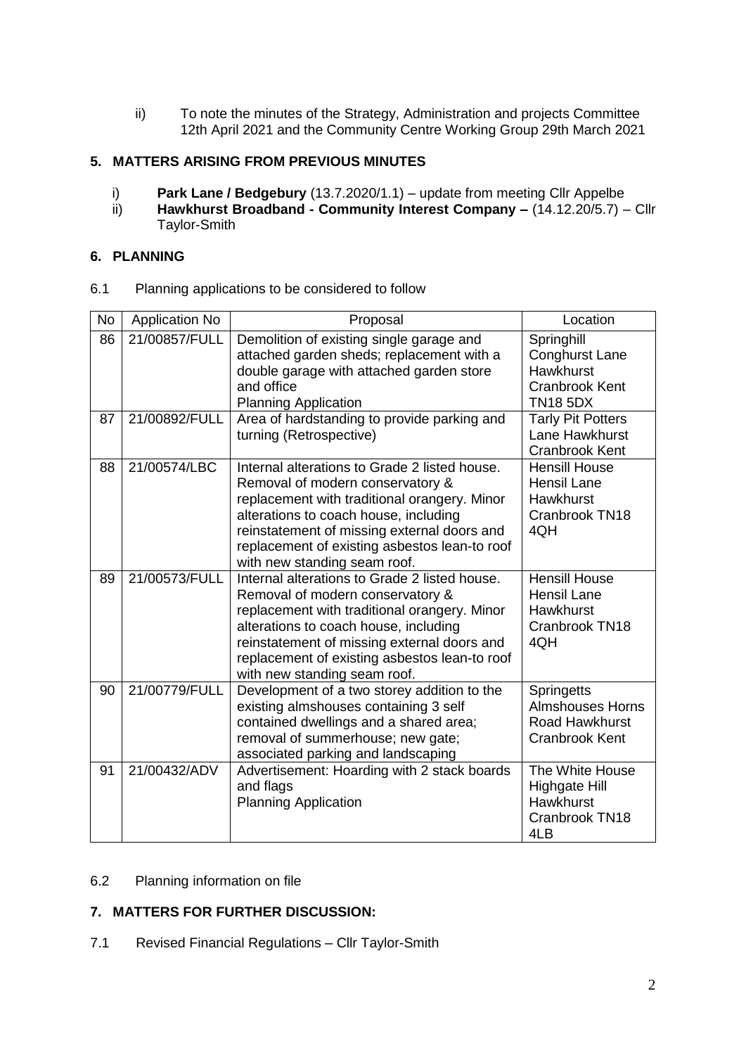ii) To note the minutes of the Strategy, Administration and projects Committee 12th April 2021 and the Community Centre Working Group 29th March 2021

## 5. MATTERS ARISING FROM PREVIOUS MINUTES

i) **Park Lane / Bedgebury** (13.7.2020/1.1) – update from meeting Cllr Appelbe
ii) **Hawkhurst Broadband - Community Interest Company –** (14.12.20/5.7) – Cllr Taylor-Smith

## 6. PLANNING

6.1 Planning applications to be considered to follow

| No | Application No | Proposal | Location |
|---|---|---|---|
| 86 | 21/00857/FULL | Demolition of existing single garage and attached garden sheds; replacement with a double garage with attached garden store and office Planning Application | Springhill Conghurst Lane Hawkhurst Cranbrook Kent TN18 5DX |
| 87 | 21/00892/FULL | Area of hardstanding to provide parking and turning (Retrospective) | Tarly Pit Potters Lane Hawkhurst Cranbrook Kent |
| 88 | 21/00574/LBC | Internal alterations to Grade 2 listed house. Removal of modern conservatory & replacement with traditional orangery. Minor alterations to coach house, including reinstatement of missing external doors and replacement of existing asbestos lean-to roof with new standing seam roof. | Hensill House Hensil Lane Hawkhurst Cranbrook TN18 4QH |
| 89 | 21/00573/FULL | Internal alterations to Grade 2 listed house. Removal of modern conservatory & replacement with traditional orangery. Minor alterations to coach house, including reinstatement of missing external doors and replacement of existing asbestos lean-to roof with new standing seam roof. | Hensill House Hensil Lane Hawkhurst Cranbrook TN18 4QH |
| 90 | 21/00779/FULL | Development of a two storey addition to the existing almshouses containing 3 self contained dwellings and a shared area; removal of summerhouse; new gate; associated parking and landscaping | Springetts Almshouses Horns Road Hawkhurst Cranbrook Kent |
| 91 | 21/00432/ADV | Advertisement: Hoarding with 2 stack boards and flags Planning Application | The White House Highgate Hill Hawkhurst Cranbrook TN18 4LB |

6.2 Planning information on file

## 7. MATTERS FOR FURTHER DISCUSSION:

7.1 Revised Financial Regulations – Cllr Taylor-Smith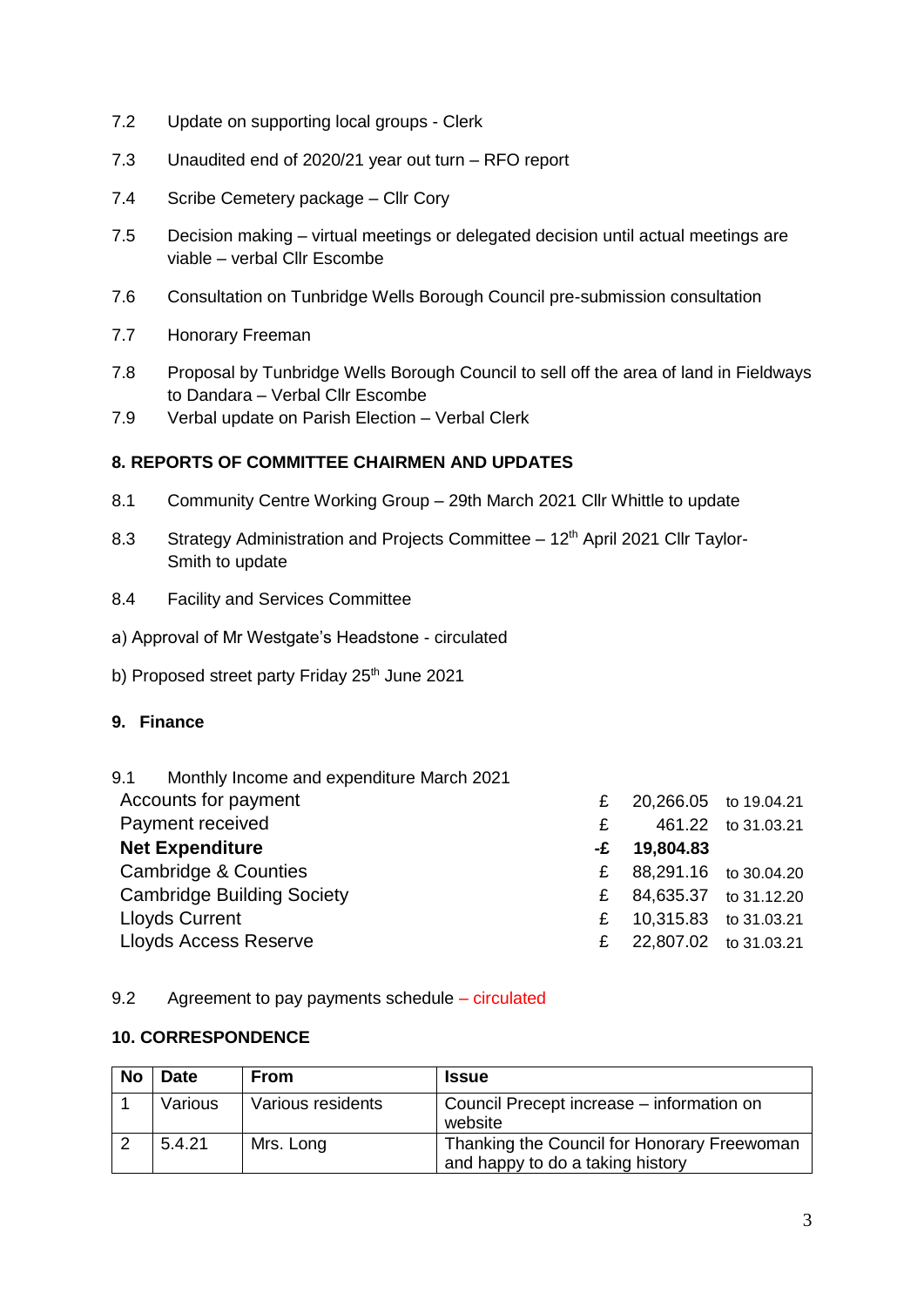7.2 Update on supporting local groups - Clerk

7.3 Unaudited end of 2020/21 year out turn – RFO report

7.4 Scribe Cemetery package – Cllr Cory

7.5 Decision making – virtual meetings or delegated decision until actual meetings are viable – verbal Cllr Escombe

7.6 Consultation on Tunbridge Wells Borough Council pre-submission consultation

7.7 Honorary Freeman

7.8 Proposal by Tunbridge Wells Borough Council to sell off the area of land in Fieldways to Dandara – Verbal Cllr Escombe

7.9 Verbal update on Parish Election – Verbal Clerk

**8. REPORTS OF COMMITTEE CHAIRMEN AND UPDATES**

8.1 Community Centre Working Group – 29th March 2021 Cllr Whittle to update

8.3 Strategy Administration and Projects Committee – 12th April 2021 Cllr Taylor-Smith to update

8.4 Facility and Services Committee

a) Approval of Mr Westgate's Headstone - circulated

b) Proposed street party Friday 25th June 2021

**9. Finance**

9.1 Monthly Income and expenditure March 2021

| | | | |
|---|---|---|---|
| Accounts for payment | £ | 20,266.05 | to 19.04.21 |
| Payment received | £ | 461.22 | to 31.03.21 |
| **Net Expenditure** | **-£** | **19,804.83** | |
| Cambridge & Counties | £ | 88,291.16 | to 30.04.20 |
| Cambridge Building Society | £ | 84,635.37 | to 31.12.20 |
| Lloyds Current | £ | 10,315.83 | to 31.03.21 |
| Lloyds Access Reserve | £ | 22,807.02 | to 31.03.21 |

9.2 Agreement to pay payments schedule – circulated

**10. CORRESPONDENCE**

| No | Date | From | Issue |
|---|---|---|---|
| 1 | Various | Various residents | Council Precept increase – information on website |
| 2 | 5.4.21 | Mrs. Long | Thanking the Council for Honorary Freewoman and happy to do a taking history |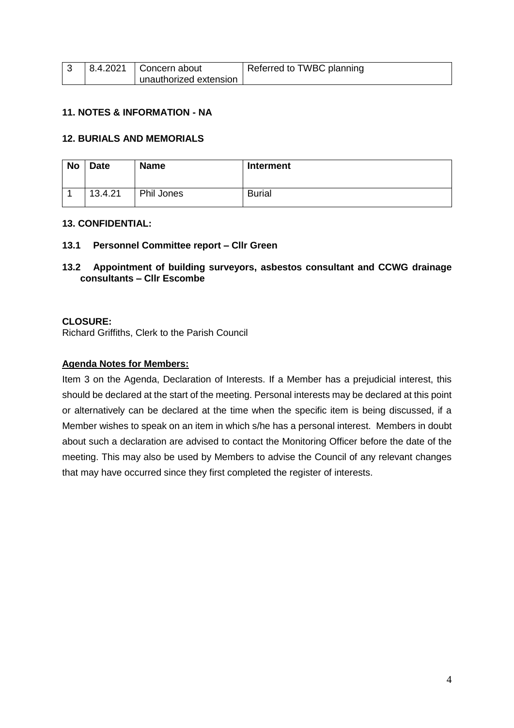| | | | |
|---|---|---|---|
| 3 | 8.4.2021 | Concern about unauthorized extension | Referred to TWBC planning |

**11. NOTES & INFORMATION - NA**

**12. BURIALS AND MEMORIALS**

| No | Date | Name | Interment |
|---|---|---|---|
| 1 | 13.4.21 | Phil Jones | Burial |

**13. CONFIDENTIAL:**

**13.1 Personnel Committee report – Cllr Green**

**13.2 Appointment of building surveyors, asbestos consultant and CCWG drainage consultants – Cllr Escombe**

**CLOSURE:**
Richard Griffiths, Clerk to the Parish Council

**Agenda Notes for Members:**

Item 3 on the Agenda, Declaration of Interests. If a Member has a prejudicial interest, this should be declared at the start of the meeting. Personal interests may be declared at this point or alternatively can be declared at the time when the specific item is being discussed, if a Member wishes to speak on an item in which s/he has a personal interest. Members in doubt about such a declaration are advised to contact the Monitoring Officer before the date of the meeting. This may also be used by Members to advise the Council of any relevant changes that may have occurred since they first completed the register of interests.